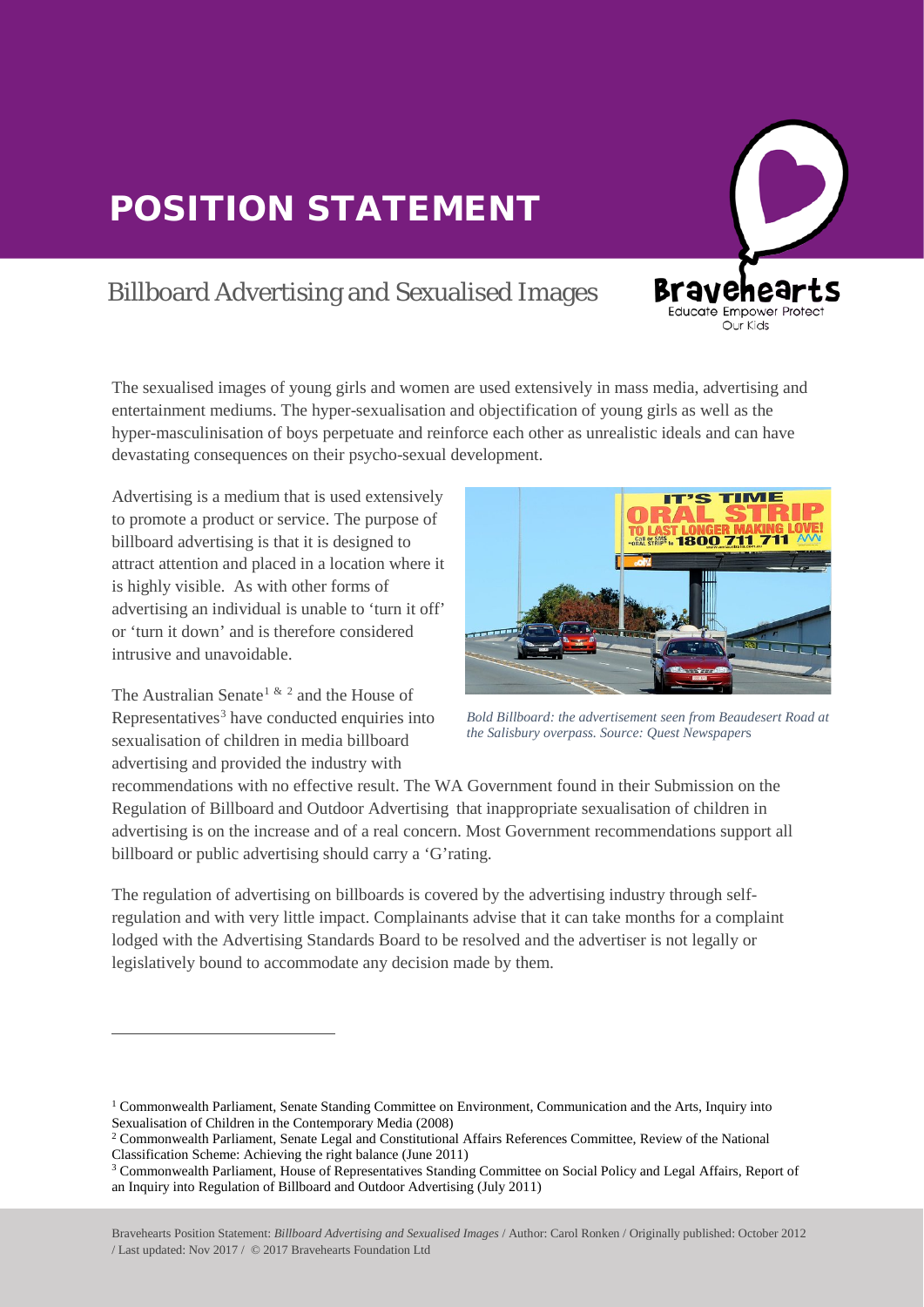# POSITION STATEMENT

## Billboard Advertising and Sexualised Images

The sexualised images of young girls and women are used extensively in mass media, advertising and entertainment mediums. The hyper-sexualisation and objectification of young girls as well as the hyper-masculinisation of boys perpetuate and reinforce each other as unrealistic ideals and can have devastating consequences on their psycho-sexual development.

Advertising is a medium that is used extensively to promote a product or service. The purpose of billboard advertising is that it is designed to attract attention and placed in a location where it is highly visible. As with other forms of advertising an individual is unable to 'turn it off' or 'turn it down' and is therefore considered intrusive and unavoidable.

*Bold Billboard: the advertisement seen from Beaudesert Road at the Salisbury overpass. Source: Quest Newspapers*

The Australian Senate[1 & 2] and the House of Representatives[3] have conducted enquiries into sexualisation of children in media billboard advertising and provided the industry with recommendations with no effective result. The WA Government found in their Submission on the Regulation of Billboard and Outdoor Advertising that inappropriate sexualisation of children in advertising is on the increase and of a real concern. Most Government recommendations support all billboard or public advertising should carry a 'G'rating.

The regulation of advertising on billboards is covered by the advertising industry through self-regulation and with very little impact. Complainants advise that it can take months for a complaint lodged with the Advertising Standards Board to be resolved and the advertiser is not legally or legislatively bound to accommodate any decision made by them.

---

[1] Commonwealth Parliament, Senate Standing Committee on Environment, Communication and the Arts, Inquiry into Sexualisation of Children in the Contemporary Media (2008)

[2] Commonwealth Parliament, Senate Legal and Constitutional Affairs References Committee, Review of the National Classification Scheme: Achieving the right balance (June 2011)

[3] Commonwealth Parliament, House of Representatives Standing Committee on Social Policy and Legal Affairs, Report of an Inquiry into Regulation of Billboard and Outdoor Advertising (July 2011)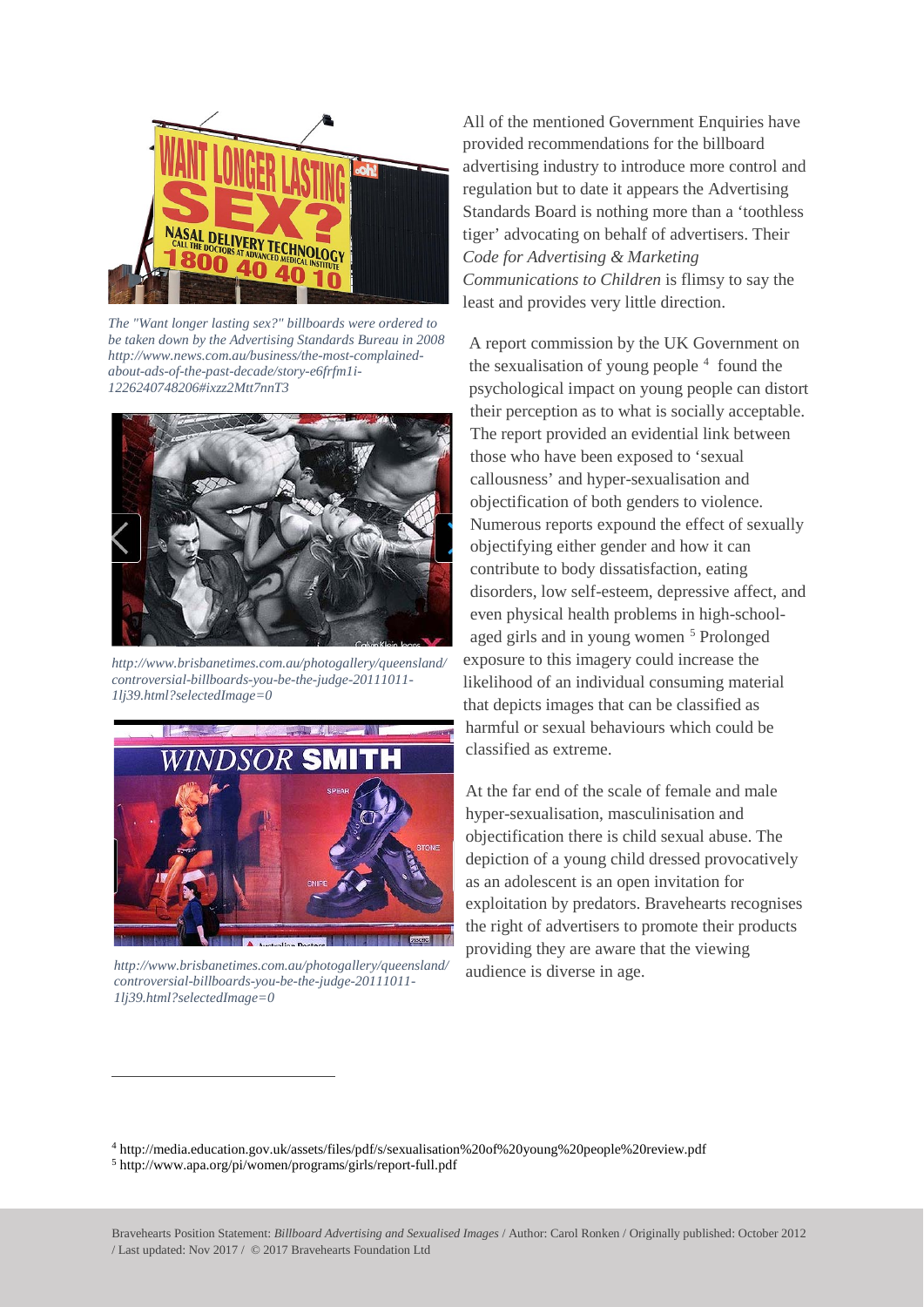*The "Want longer lasting sex?" billboards were ordered to be taken down by the Advertising Standards Bureau in 2008 http://www.news.com.au/business/the-most-complained-about-ads-of-the-past-decade/story-e6frfm1i-1226240748206#ixzz2Mtt7nnT3*

*http://www.brisbanetimes.com.au/photogallery/queensland/controversial-billboards-you-be-the-judge-20111011-1lj39.html?selectedImage=0*

*http://www.brisbanetimes.com.au/photogallery/queensland/controversial-billboards-you-be-the-judge-20111011-1lj39.html?selectedImage=0*

All of the mentioned Government Enquiries have provided recommendations for the billboard advertising industry to introduce more control and regulation but to date it appears the Advertising Standards Board is nothing more than a 'toothless tiger' advocating on behalf of advertisers. Their *Code for Advertising & Marketing Communications to Children* is flimsy to say the least and provides very little direction.

A report commission by the UK Government on the sexualisation of young people [4] found the psychological impact on young people can distort their perception as to what is socially acceptable. The report provided an evidential link between those who have been exposed to 'sexual callousness' and hyper-sexualisation and objectification of both genders to violence. Numerous reports expound the effect of sexually objectifying either gender and how it can contribute to body dissatisfaction, eating disorders, low self-esteem, depressive affect, and even physical health problems in high-school-aged girls and in young women [5] Prolonged exposure to this imagery could increase the likelihood of an individual consuming material that depicts images that can be classified as harmful or sexual behaviours which could be classified as extreme.

At the far end of the scale of female and male hyper-sexualisation, masculinisation and objectification there is child sexual abuse. The depiction of a young child dressed provocatively as an adolescent is an open invitation for exploitation by predators. Bravehearts recognises the right of advertisers to promote their products providing they are aware that the viewing audience is diverse in age.

---

[4] http://media.education.gov.uk/assets/files/pdf/s/sexualisation%20of%20young%20people%20review.pdf
[5] http://www.apa.org/pi/women/programs/girls/report-full.pdf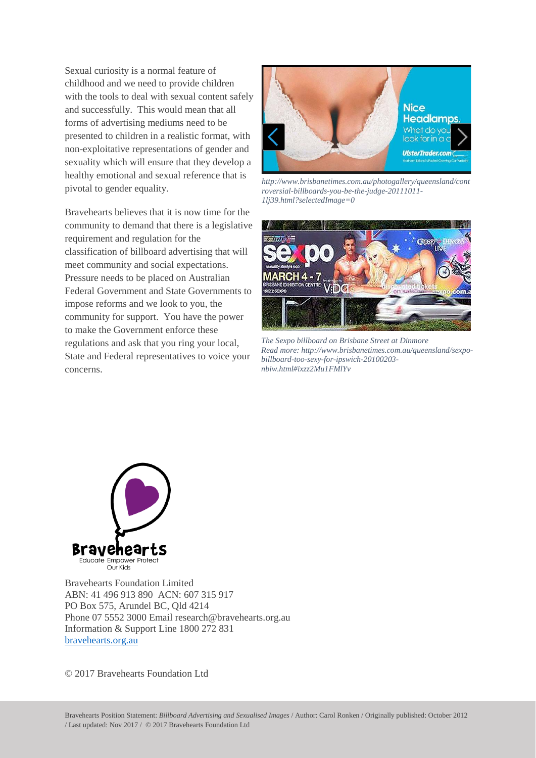Sexual curiosity is a normal feature of childhood and we need to provide children with the tools to deal with sexual content safely and successfully. This would mean that all forms of advertising mediums need to be presented to children in a realistic format, with non-exploitative representations of gender and sexuality which will ensure that they develop a healthy emotional and sexual reference that is pivotal to gender equality.

Bravehearts believes that it is now time for the community to demand that there is a legislative requirement and regulation for the classification of billboard advertising that will meet community and social expectations. Pressure needs to be placed on Australian Federal Government and State Governments to impose reforms and we look to you, the community for support. You have the power to make the Government enforce these regulations and ask that you ring your local, State and Federal representatives to voice your concerns.

*http://www.brisbanetimes.com.au/photogallery/queensland/controversial-billboards-you-be-the-judge-20111011-1lj39.html?selectedImage=0*

*The Sexpo billboard on Brisbane Street at Dinmore*
*Read more: http://www.brisbanetimes.com.au/queensland/sexpo-billboard-too-sexy-for-ipswich-20100203-nbiw.html#ixzz2Mu1FMIYv*

Bravehearts
Educate Empower Protect
Our Kids

Bravehearts Foundation Limited
ABN: 41 496 913 890 ACN: 607 315 917
PO Box 575, Arundel BC, Qld 4214
Phone 07 5552 3000 Email research@bravehearts.org.au
Information & Support Line 1800 272 831
bravehearts.org.au

© 2017 Bravehearts Foundation Ltd